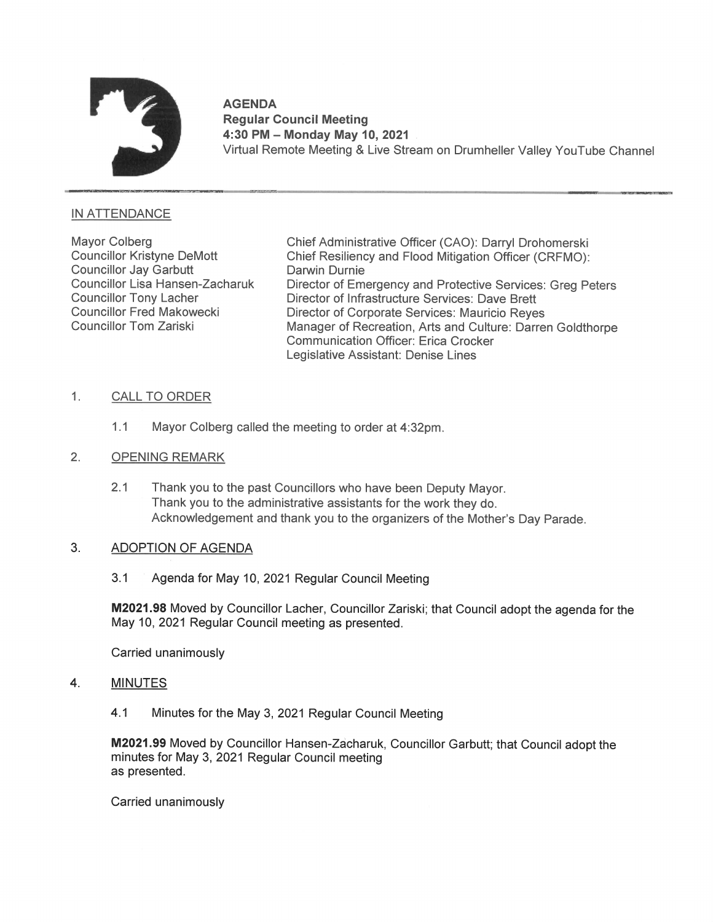# AGENDA

**Regular Council Meeting**
**4:30 PM – Monday May 10, 2021**
Virtual Remote Meeting & Live Stream on Drumheller Valley YouTube Channel

## IN ATTENDANCE

Mayor Colberg
Councillor Kristyne DeMott
Councillor Jay Garbutt
Councillor Lisa Hansen-Zacharuk
Councillor Tony Lacher
Councillor Fred Makowecki
Councillor Tom Zariski

Chief Administrative Officer (CAO): Darryl Drohomerski
Chief Resiliency and Flood Mitigation Officer (CRFMO): Darwin Durnie
Director of Emergency and Protective Services: Greg Peters
Director of Infrastructure Services: Dave Brett
Director of Corporate Services: Mauricio Reyes
Manager of Recreation, Arts and Culture: Darren Goldthorpe
Communication Officer: Erica Crocker
Legislative Assistant: Denise Lines

## 1. CALL TO ORDER

1.1 Mayor Colberg called the meeting to order at 4:32pm.

## 2. OPENING REMARK

2.1 Thank you to the past Councillors who have been Deputy Mayor.
Thank you to the administrative assistants for the work they do.
Acknowledgement and thank you to the organizers of the Mother's Day Parade.

## 3. ADOPTION OF AGENDA

3.1 Agenda for May 10, 2021 Regular Council Meeting

**M2021.98** Moved by Councillor Lacher, Councillor Zariski; that Council adopt the agenda for the May 10, 2021 Regular Council meeting as presented.

Carried unanimously

## 4. MINUTES

4.1 Minutes for the May 3, 2021 Regular Council Meeting

**M2021.99** Moved by Councillor Hansen-Zacharuk, Councillor Garbutt; that Council adopt the minutes for May 3, 2021 Regular Council meeting
as presented.

Carried unanimously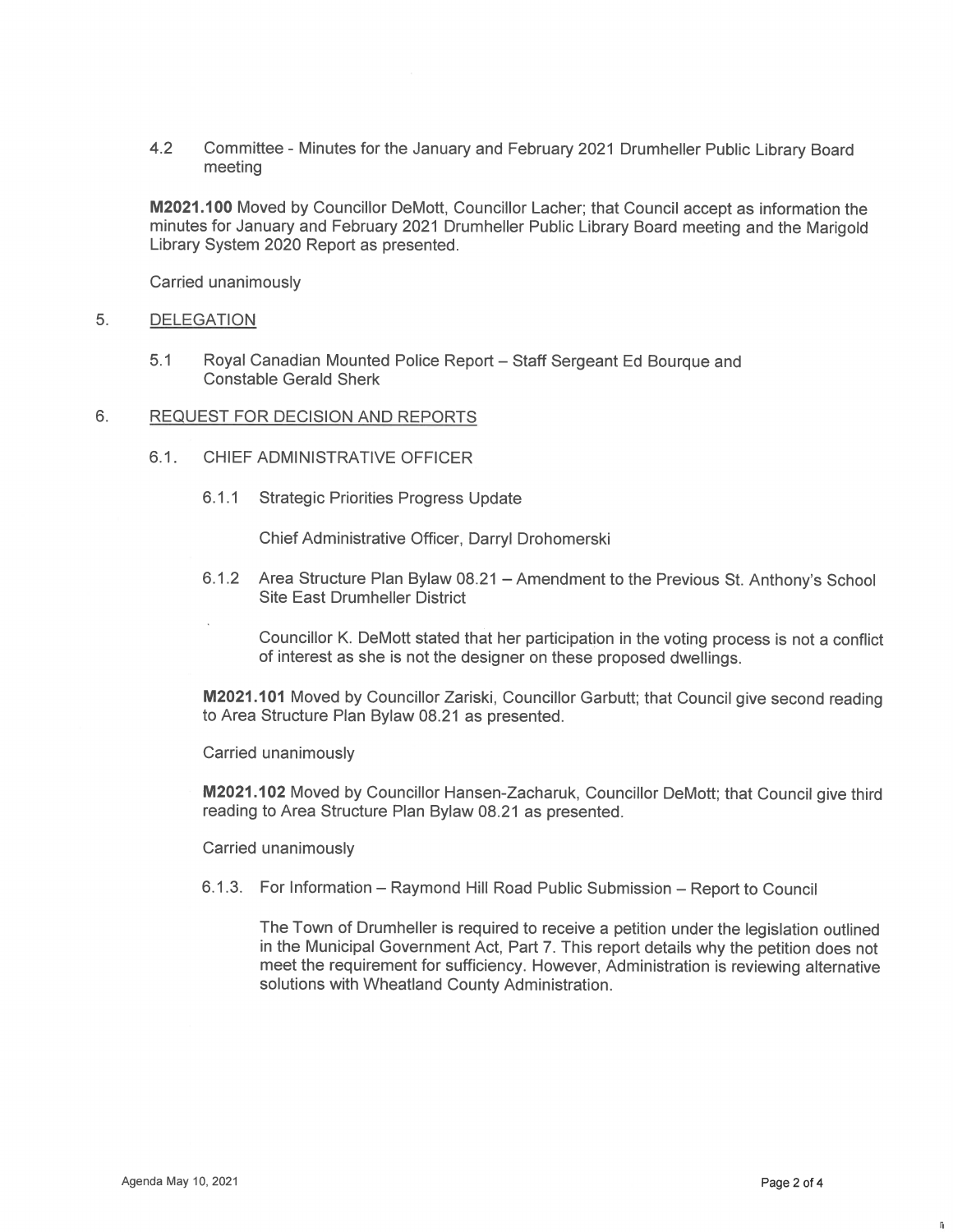4.2 Committee - Minutes for the January and February 2021 Drumheller Public Library Board meeting

**M2021.100** Moved by Councillor DeMott, Councillor Lacher; that Council accept as information the minutes for January and February 2021 Drumheller Public Library Board meeting and the Marigold Library System 2020 Report as presented.

Carried unanimously

5. DELEGATION

   5.1 Royal Canadian Mounted Police Report – Staff Sergeant Ed Bourque and Constable Gerald Sherk

6. REQUEST FOR DECISION AND REPORTS

   6.1. CHIEF ADMINISTRATIVE OFFICER

   6.1.1 Strategic Priorities Progress Update

   Chief Administrative Officer, Darryl Drohomerski

   6.1.2 Area Structure Plan Bylaw 08.21 – Amendment to the Previous St. Anthony's School Site East Drumheller District

   Councillor K. DeMott stated that her participation in the voting process is not a conflict of interest as she is not the designer on these proposed dwellings.

   **M2021.101** Moved by Councillor Zariski, Councillor Garbutt; that Council give second reading to Area Structure Plan Bylaw 08.21 as presented.

   Carried unanimously

   **M2021.102** Moved by Councillor Hansen-Zacharuk, Councillor DeMott; that Council give third reading to Area Structure Plan Bylaw 08.21 as presented.

   Carried unanimously

   6.1.3. For Information – Raymond Hill Road Public Submission – Report to Council

   The Town of Drumheller is required to receive a petition under the legislation outlined in the Municipal Government Act, Part 7. This report details why the petition does not meet the requirement for sufficiency. However, Administration is reviewing alternative solutions with Wheatland County Administration.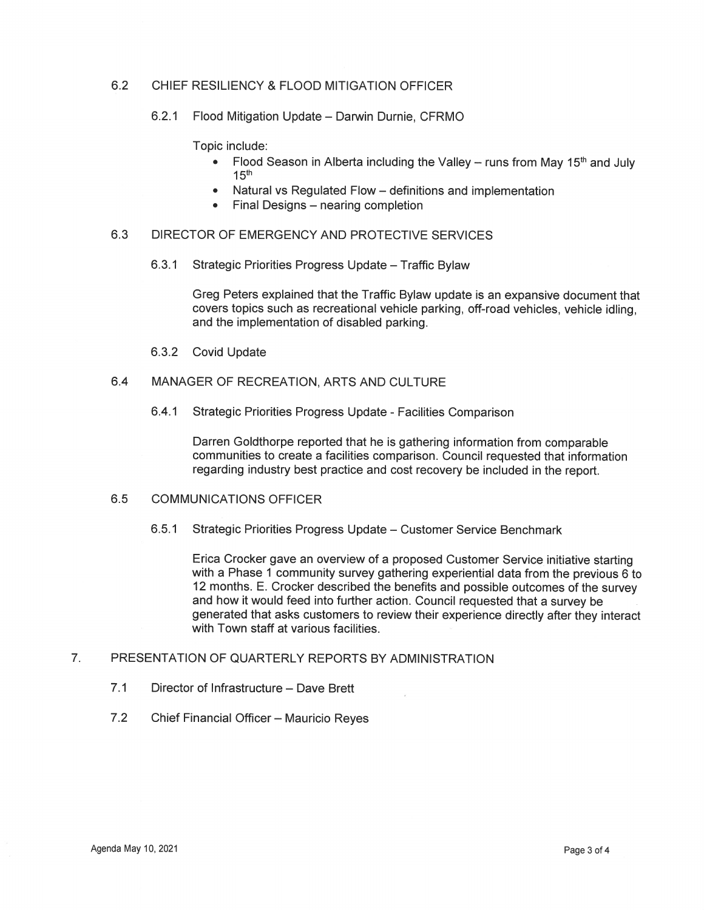### 6.2 CHIEF RESILIENCY & FLOOD MITIGATION OFFICER

#### 6.2.1 Flood Mitigation Update – Darwin Durnie, CFRMO

Topic include:

- Flood Season in Alberta including the Valley – runs from May 15th and July 15th
- Natural vs Regulated Flow – definitions and implementation
- Final Designs – nearing completion

### 6.3 DIRECTOR OF EMERGENCY AND PROTECTIVE SERVICES

#### 6.3.1 Strategic Priorities Progress Update – Traffic Bylaw

Greg Peters explained that the Traffic Bylaw update is an expansive document that covers topics such as recreational vehicle parking, off-road vehicles, vehicle idling, and the implementation of disabled parking.

#### 6.3.2 Covid Update

### 6.4 MANAGER OF RECREATION, ARTS AND CULTURE

#### 6.4.1 Strategic Priorities Progress Update - Facilities Comparison

Darren Goldthorpe reported that he is gathering information from comparable communities to create a facilities comparison. Council requested that information regarding industry best practice and cost recovery be included in the report.

### 6.5 COMMUNICATIONS OFFICER

#### 6.5.1 Strategic Priorities Progress Update – Customer Service Benchmark

Erica Crocker gave an overview of a proposed Customer Service initiative starting with a Phase 1 community survey gathering experiential data from the previous 6 to 12 months. E. Crocker described the benefits and possible outcomes of the survey and how it would feed into further action. Council requested that a survey be generated that asks customers to review their experience directly after they interact with Town staff at various facilities.

## 7. PRESENTATION OF QUARTERLY REPORTS BY ADMINISTRATION

### 7.1 Director of Infrastructure – Dave Brett

### 7.2 Chief Financial Officer – Mauricio Reyes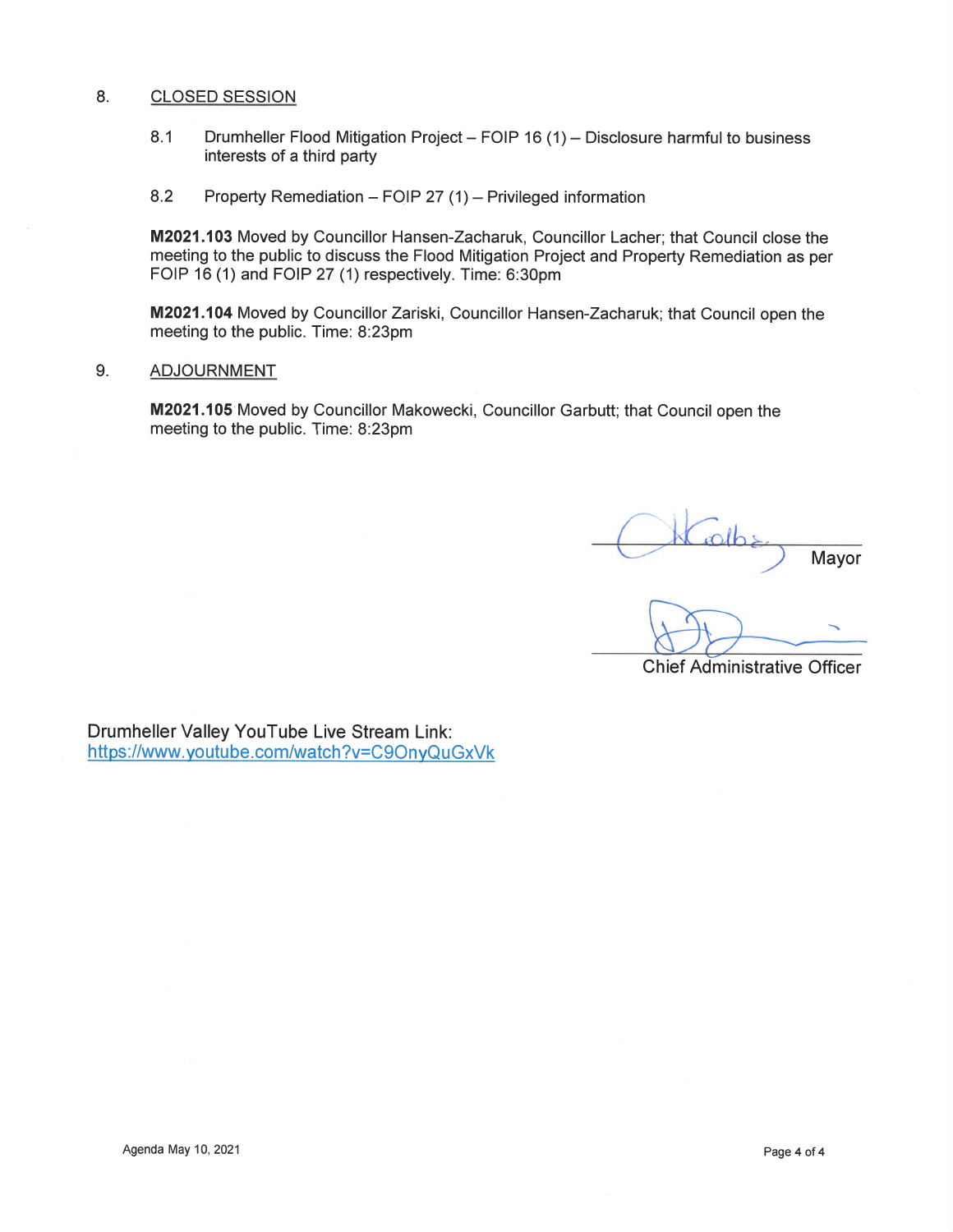8. CLOSED SESSION

8.1 Drumheller Flood Mitigation Project – FOIP 16 (1) – Disclosure harmful to business interests of a third party

8.2 Property Remediation – FOIP 27 (1) – Privileged information

**M2021.103** Moved by Councillor Hansen-Zacharuk, Councillor Lacher; that Council close the meeting to the public to discuss the Flood Mitigation Project and Property Remediation as per FOIP 16 (1) and FOIP 27 (1) respectively. Time: 6:30pm

**M2021.104** Moved by Councillor Zariski, Councillor Hansen-Zacharuk; that Council open the meeting to the public. Time: 8:23pm

9. ADJOURNMENT

**M2021.105** Moved by Councillor Makowecki, Councillor Garbutt; that Council open the meeting to the public. Time: 8:23pm

Mayor

Chief Administrative Officer

Drumheller Valley YouTube Live Stream Link:
https://www.youtube.com/watch?v=C9OnyQuGxVk

Agenda May 10, 2021